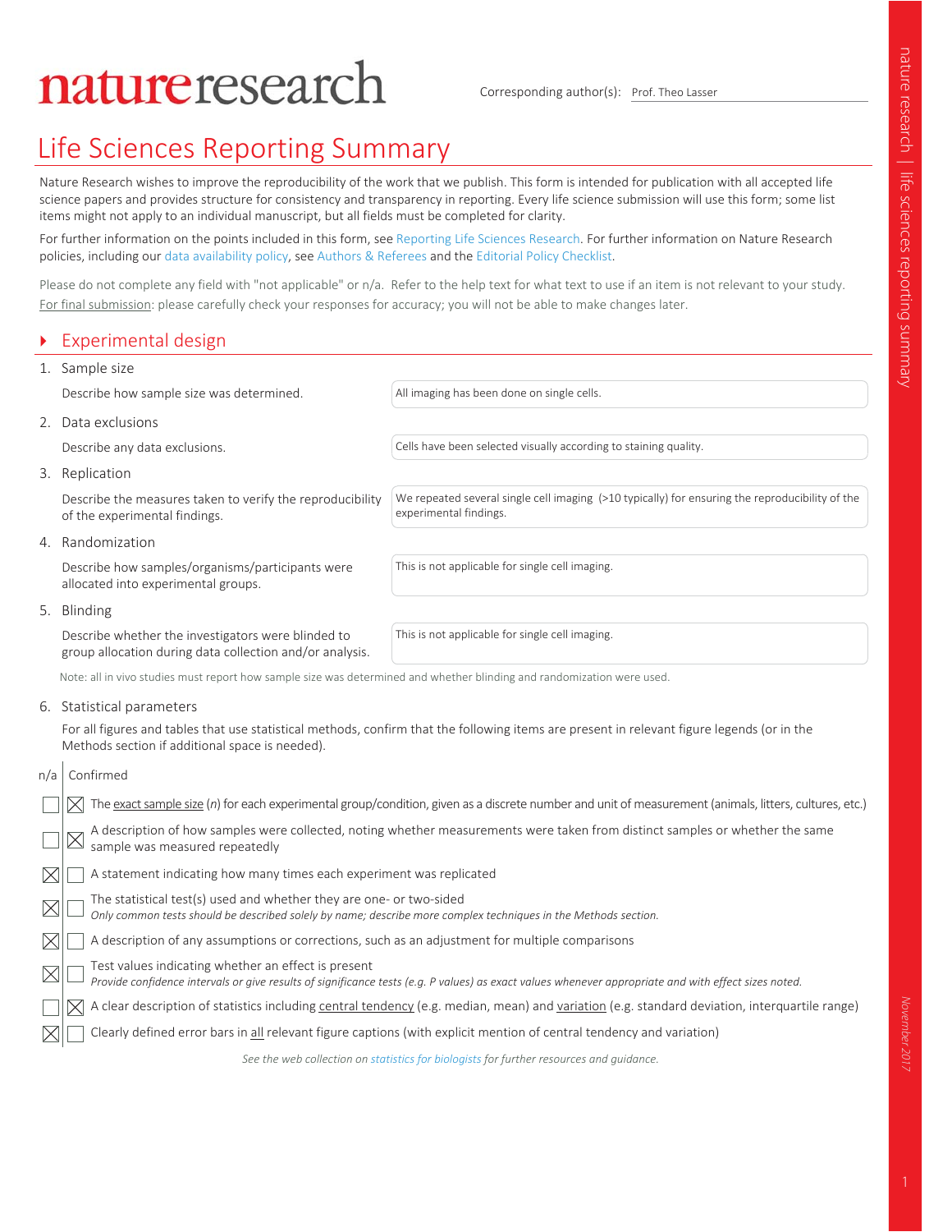# nature research

Corresponding author(s): Prof. Theo Lasser

## Life Sciences Reporting Summary

Nature Research wishes to improve the reproducibility of the work that we publish. This form is intended for publication with all accepted life science papers and provides structure for consistency and transparency in reporting. Every life science submission will use this form; some list items might not apply to an individual manuscript, but all fields must be completed for clarity.

For further information on the points included in this form, see Reporting Life Sciences Research. For further information on Nature Research policies, including our data availability policy, see Authors & Referees and the Editorial Policy Checklist.

Please do not complete any field with "not applicable" or n/a. Refer to the help text for what text to use if an item is not relevant to your study. For final submission: please carefully check your responses for accuracy; you will not be able to make changes later.

### Experimental design

1. Sample size

   Describe how sample size was determined.

   All imaging has been done on single cells.

2. Data exclusions

   Describe any data exclusions.

   Cells have been selected visually according to staining quality.

3. Replication

   Describe the measures taken to verify the reproducibility of the experimental findings.

   We repeated several single cell imaging (>10 typically) for ensuring the reproducibility of the experimental findings.

4. Randomization

   Describe how samples/organisms/participants were allocated into experimental groups.

   This is not applicable for single cell imaging.

5. Blinding

   Describe whether the investigators were blinded to group allocation during data collection and/or analysis.

   This is not applicable for single cell imaging.

Note: all in vivo studies must report how sample size was determined and whether blinding and randomization were used.

6. Statistical parameters

   For all figures and tables that use statistical methods, confirm that the following items are present in relevant figure legends (or in the Methods section if additional space is needed).

| n/a | Confirmed | |
|---|---|---|
| ☐ | ☒ | The exact sample size (*n*) for each experimental group/condition, given as a discrete number and unit of measurement (animals, litters, cultures, etc.) |
| ☐ | ☒ | A description of how samples were collected, noting whether measurements were taken from distinct samples or whether the same sample was measured repeatedly |
| ☒ | ☐ | A statement indicating how many times each experiment was replicated |
| ☒ | ☐ | The statistical test(s) used and whether they are one- or two-sided *Only common tests should be described solely by name; describe more complex techniques in the Methods section.* |
| ☒ | ☐ | A description of any assumptions or corrections, such as an adjustment for multiple comparisons |
| ☒ | ☐ | Test values indicating whether an effect is present *Provide confidence intervals or give results of significance tests (e.g. P values) as exact values whenever appropriate and with effect sizes noted.* |
| ☐ | ☒ | A clear description of statistics including central tendency (e.g. median, mean) and variation (e.g. standard deviation, interquartile range) |
| ☒ | ☐ | Clearly defined error bars in all relevant figure captions (with explicit mention of central tendency and variation) |

*See the web collection on statistics for biologists for further resources and guidance.*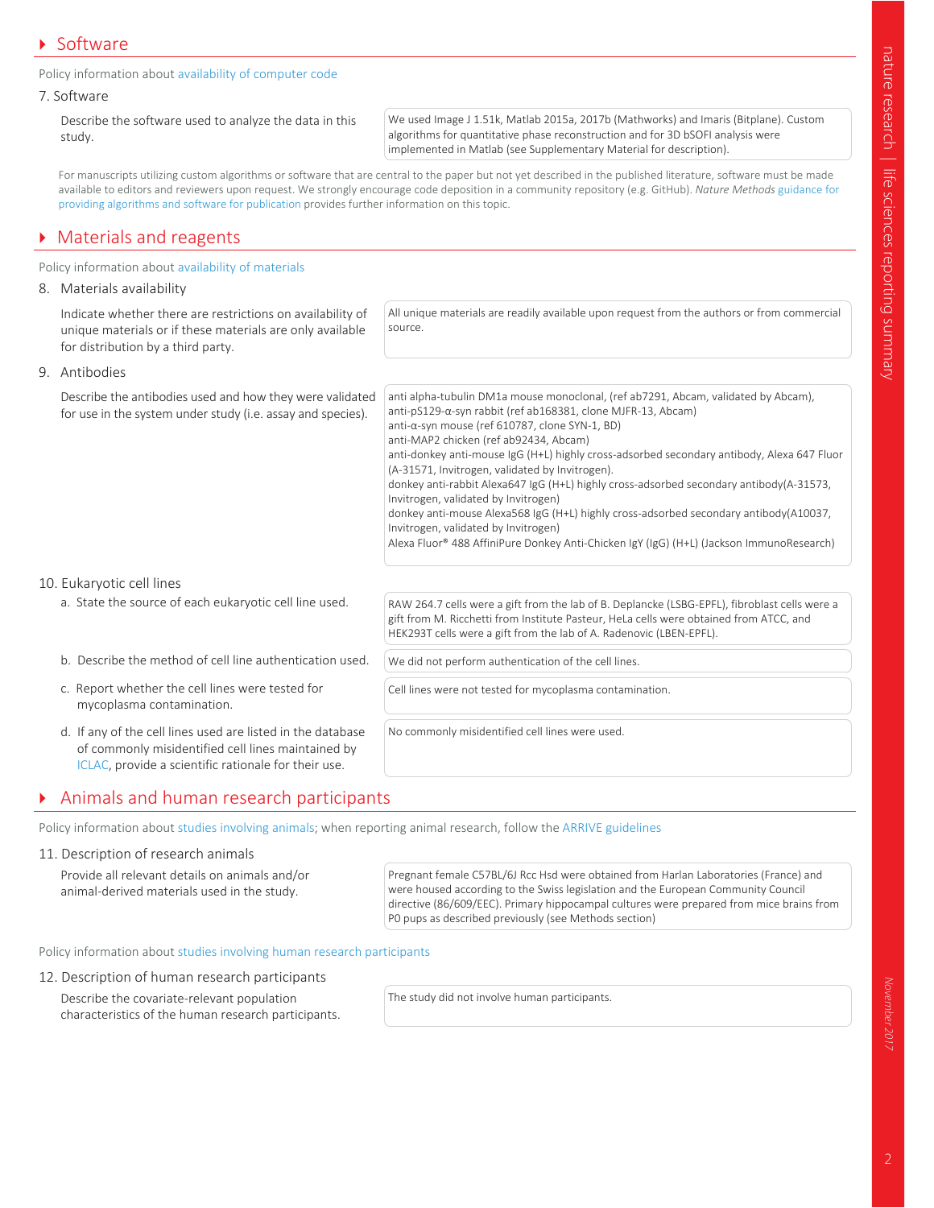## ▸ Software

Policy information about availability of computer code

### 7. Software

Describe the software used to analyze the data in this study.

We used Image J 1.51k, Matlab 2015a, 2017b (Mathworks) and Imaris (Bitplane). Custom algorithms for quantitative phase reconstruction and for 3D bSOFI analysis were implemented in Matlab (see Supplementary Material for description).

For manuscripts utilizing custom algorithms or software that are central to the paper but not yet described in the published literature, software must be made available to editors and reviewers upon request. We strongly encourage code deposition in a community repository (e.g. GitHub). *Nature Methods* guidance for providing algorithms and software for publication provides further information on this topic.

## ▸ Materials and reagents

Policy information about availability of materials

### 8. Materials availability

Indicate whether there are restrictions on availability of unique materials or if these materials are only available for distribution by a third party.

All unique materials are readily available upon request from the authors or from commercial source.

### 9. Antibodies

Describe the antibodies used and how they were validated for use in the system under study (i.e. assay and species).

anti alpha-tubulin DM1a mouse monoclonal, (ref ab7291, Abcam, validated by Abcam),
anti-pS129-α-syn rabbit (ref ab168381, clone MJFR-13, Abcam)
anti-α-syn mouse (ref 610787, clone SYN-1, BD)
anti-MAP2 chicken (ref ab92434, Abcam)
anti-donkey anti-mouse IgG (H+L) highly cross-adsorbed secondary antibody, Alexa 647 Fluor (A-31571, Invitrogen, validated by Invitrogen).
donkey anti-rabbit Alexa647 IgG (H+L) highly cross-adsorbed secondary antibody(A-31573, Invitrogen, validated by Invitrogen)
donkey anti-mouse Alexa568 IgG (H+L) highly cross-adsorbed secondary antibody(A10037, Invitrogen, validated by Invitrogen)
Alexa Fluor® 488 AffiniPure Donkey Anti-Chicken IgY (IgG) (H+L) (Jackson ImmunoResearch)

### 10. Eukaryotic cell lines

a. State the source of each eukaryotic cell line used.

RAW 264.7 cells were a gift from the lab of B. Deplancke (LSBG-EPFL), fibroblast cells were a gift from M. Ricchetti from Institute Pasteur, HeLa cells were obtained from ATCC, and HEK293T cells were a gift from the lab of A. Radenovic (LBEN-EPFL).

b. Describe the method of cell line authentication used.

We did not perform authentication of the cell lines.

c. Report whether the cell lines were tested for mycoplasma contamination.

Cell lines were not tested for mycoplasma contamination.

d. If any of the cell lines used are listed in the database of commonly misidentified cell lines maintained by ICLAC, provide a scientific rationale for their use.

No commonly misidentified cell lines were used.

## ▸ Animals and human research participants

Policy information about studies involving animals; when reporting animal research, follow the ARRIVE guidelines

### 11. Description of research animals

Provide all relevant details on animals and/or animal-derived materials used in the study.

Pregnant female C57BL/6J Rcc Hsd were obtained from Harlan Laboratories (France) and were housed according to the Swiss legislation and the European Community Council directive (86/609/EEC). Primary hippocampal cultures were prepared from mice brains from P0 pups as described previously (see Methods section)

Policy information about studies involving human research participants

### 12. Description of human research participants

Describe the covariate-relevant population characteristics of the human research participants.

The study did not involve human participants.